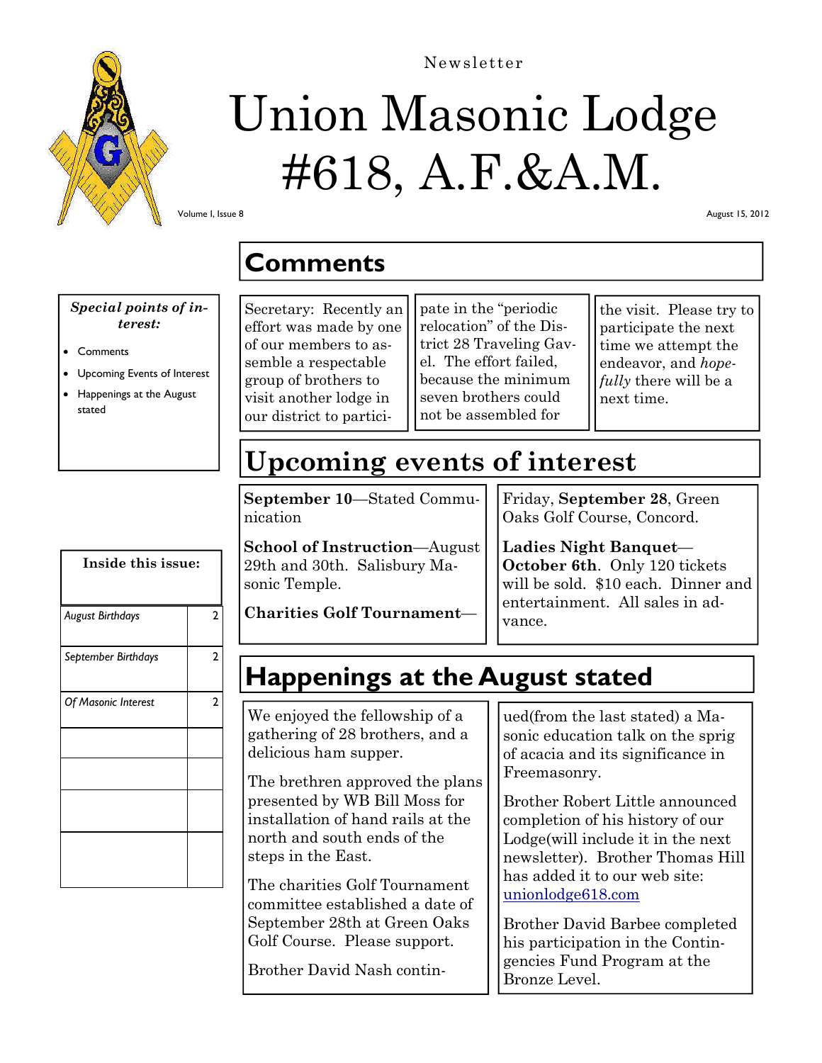Newsletter

# Union Masonic Lodge #618, A.F.&A.M.

Volume I, Issue 8

August 15, 2012

***Special points of interest:***

- Comments
- Upcoming Events of Interest
- Happenings at the August stated

**Inside this issue:**

| | |
|---|---|
| *August Birthdays* | 2 |
| *September Birthdays* | 2 |
| *Of Masonic Interest* | 2 |

## Comments

Secretary: Recently an effort was made by one of our members to assemble a respectable group of brothers to visit another lodge in our district to participate in the "periodic relocation" of the District 28 Traveling Gavel. The effort failed, because the minimum seven brothers could not be assembled for the visit. Please try to participate the next time we attempt the endeavor, and *hopefully* there will be a next time.

## Upcoming events of interest

**September 10**—Stated Communication

**School of Instruction**—August 29th and 30th. Salisbury Masonic Temple.

**Charities Golf Tournament**—Friday, **September 28**, Green Oaks Golf Course, Concord.

**Ladies Night Banquet**—**October 6th**. Only 120 tickets will be sold. $10 each. Dinner and entertainment. All sales in advance.

## Happenings at the August stated

We enjoyed the fellowship of a gathering of 28 brothers, and a delicious ham supper.

The brethren approved the plans presented by WB Bill Moss for installation of hand rails at the north and south ends of the steps in the East.

The charities Golf Tournament committee established a date of September 28th at Green Oaks Golf Course. Please support.

Brother David Nash continued(from the last stated) a Masonic education talk on the sprig of acacia and its significance in Freemasonry.

Brother Robert Little announced completion of his history of our Lodge(will include it in the next newsletter). Brother Thomas Hill has added it to our web site: unionlodge618.com

Brother David Barbee completed his participation in the Contingencies Fund Program at the Bronze Level.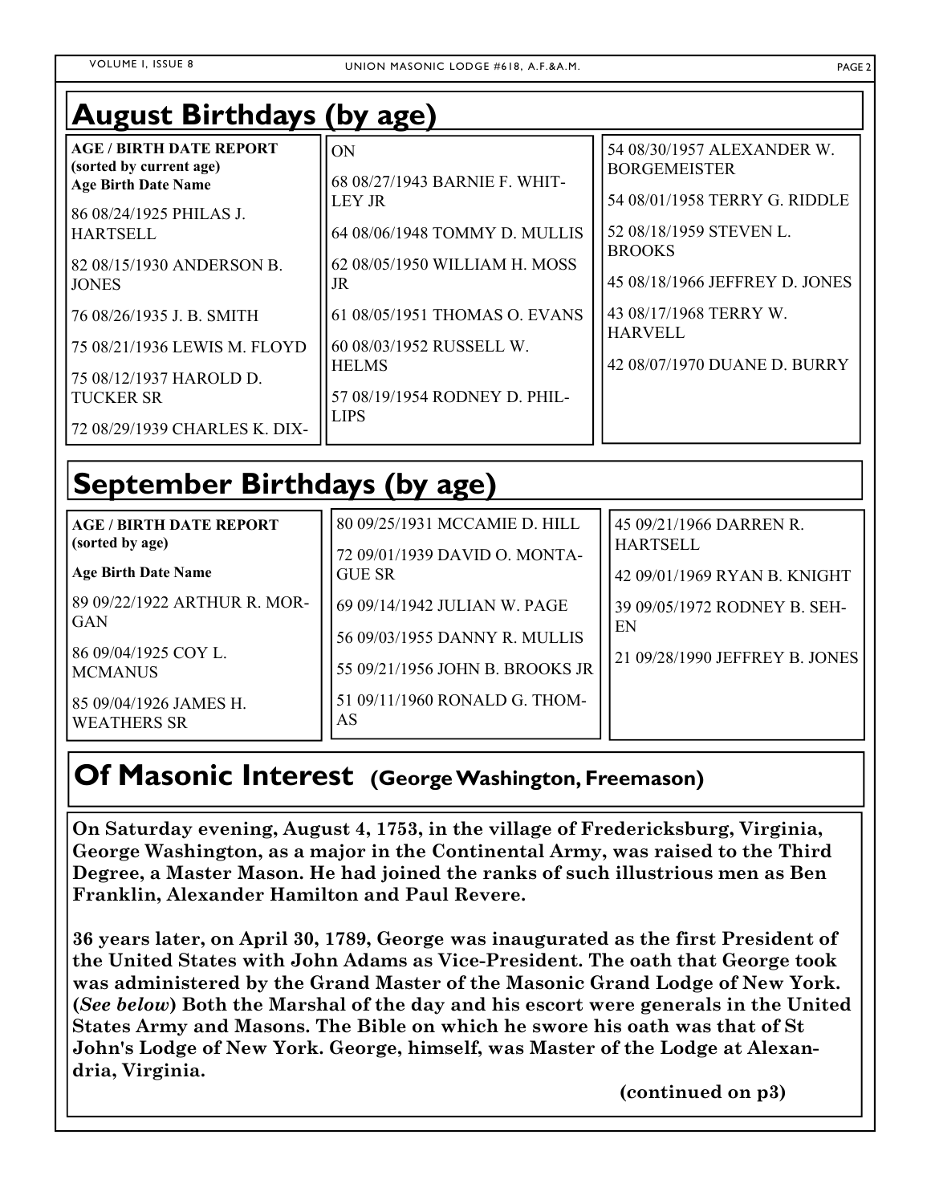## August Birthdays (by age)

**AGE / BIRTH DATE REPORT (sorted by current age)**
**Age Birth Date Name**

86 08/24/1925 PHILAS J. HARTSELL

82 08/15/1930 ANDERSON B. JONES

76 08/26/1935 J. B. SMITH

75 08/21/1936 LEWIS M. FLOYD

75 08/12/1937 HAROLD D. TUCKER SR

72 08/29/1939 CHARLES K. DIXON

68 08/27/1943 BARNIE F. WHITLEY JR

64 08/06/1948 TOMMY D. MULLIS

62 08/05/1950 WILLIAM H. MOSS JR

61 08/05/1951 THOMAS O. EVANS

60 08/03/1952 RUSSELL W. HELMS

57 08/19/1954 RODNEY D. PHILLIPS

54 08/30/1957 ALEXANDER W. BORGEMEISTER

54 08/01/1958 TERRY G. RIDDLE

52 08/18/1959 STEVEN L. BROOKS

45 08/18/1966 JEFFREY D. JONES

43 08/17/1968 TERRY W. HARVELL

42 08/07/1970 DUANE D. BURRY

## September Birthdays (by age)

**AGE / BIRTH DATE REPORT (sorted by age)**

**Age Birth Date Name**

89 09/22/1922 ARTHUR R. MORGAN

86 09/04/1925 COY L. MCMANUS

85 09/04/1926 JAMES H. WEATHERS SR

80 09/25/1931 MCCAMIE D. HILL

72 09/01/1939 DAVID O. MONTAGUE SR

69 09/14/1942 JULIAN W. PAGE

56 09/03/1955 DANNY R. MULLIS

55 09/21/1956 JOHN B. BROOKS JR

51 09/11/1960 RONALD G. THOMAS

45 09/21/1966 DARREN R. HARTSELL

42 09/01/1969 RYAN B. KNIGHT

39 09/05/1972 RODNEY B. SEHEN

21 09/28/1990 JEFFREY B. JONES

## Of Masonic Interest (George Washington, Freemason)

**On Saturday evening, August 4, 1753, in the village of Fredericksburg, Virginia, George Washington, as a major in the Continental Army, was raised to the Third Degree, a Master Mason. He had joined the ranks of such illustrious men as Ben Franklin, Alexander Hamilton and Paul Revere.**

**36 years later, on April 30, 1789, George was inaugurated as the first President of the United States with John Adams as Vice-President. The oath that George took was administered by the Grand Master of the Masonic Grand Lodge of New York. (*See below*) Both the Marshal of the day and his escort were generals in the United States Army and Masons. The Bible on which he swore his oath was that of St John's Lodge of New York. George, himself, was Master of the Lodge at Alexandria, Virginia.**

**(continued on p3)**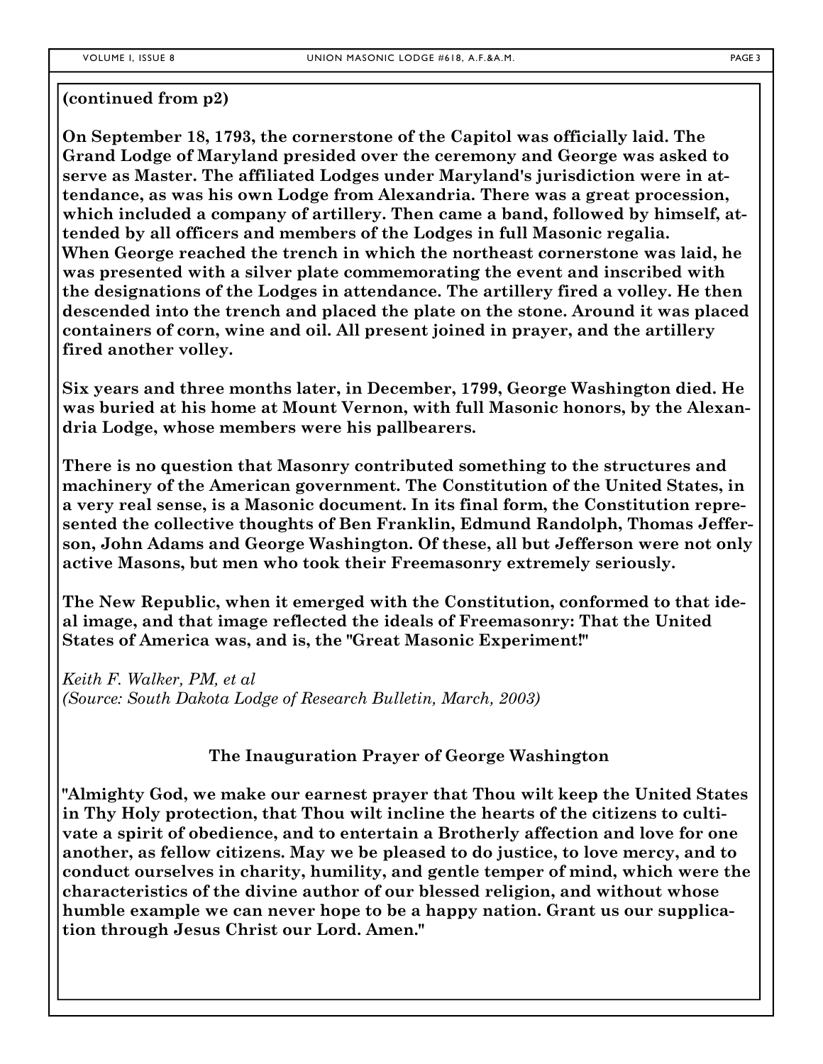**(continued from p2)**

**On September 18, 1793, the cornerstone of the Capitol was officially laid. The Grand Lodge of Maryland presided over the ceremony and George was asked to serve as Master. The affiliated Lodges under Maryland's jurisdiction were in attendance, as was his own Lodge from Alexandria. There was a great procession, which included a company of artillery. Then came a band, followed by himself, attended by all officers and members of the Lodges in full Masonic regalia. When George reached the trench in which the northeast cornerstone was laid, he was presented with a silver plate commemorating the event and inscribed with the designations of the Lodges in attendance. The artillery fired a volley. He then descended into the trench and placed the plate on the stone. Around it was placed containers of corn, wine and oil. All present joined in prayer, and the artillery fired another volley.**

**Six years and three months later, in December, 1799, George Washington died. He was buried at his home at Mount Vernon, with full Masonic honors, by the Alexandria Lodge, whose members were his pallbearers.**

**There is no question that Masonry contributed something to the structures and machinery of the American government. The Constitution of the United States, in a very real sense, is a Masonic document. In its final form, the Constitution represented the collective thoughts of Ben Franklin, Edmund Randolph, Thomas Jefferson, John Adams and George Washington. Of these, all but Jefferson were not only active Masons, but men who took their Freemasonry extremely seriously.**

**The New Republic, when it emerged with the Constitution, conformed to that ideal image, and that image reflected the ideals of Freemasonry: That the United States of America was, and is, the "Great Masonic Experiment!"**

*Keith F. Walker, PM, et al*
*(Source: South Dakota Lodge of Research Bulletin, March, 2003)*

## The Inauguration Prayer of George Washington

**"Almighty God, we make our earnest prayer that Thou wilt keep the United States in Thy Holy protection, that Thou wilt incline the hearts of the citizens to cultivate a spirit of obedience, and to entertain a Brotherly affection and love for one another, as fellow citizens. May we be pleased to do justice, to love mercy, and to conduct ourselves in charity, humility, and gentle temper of mind, which were the characteristics of the divine author of our blessed religion, and without whose humble example we can never hope to be a happy nation. Grant us our supplication through Jesus Christ our Lord. Amen."**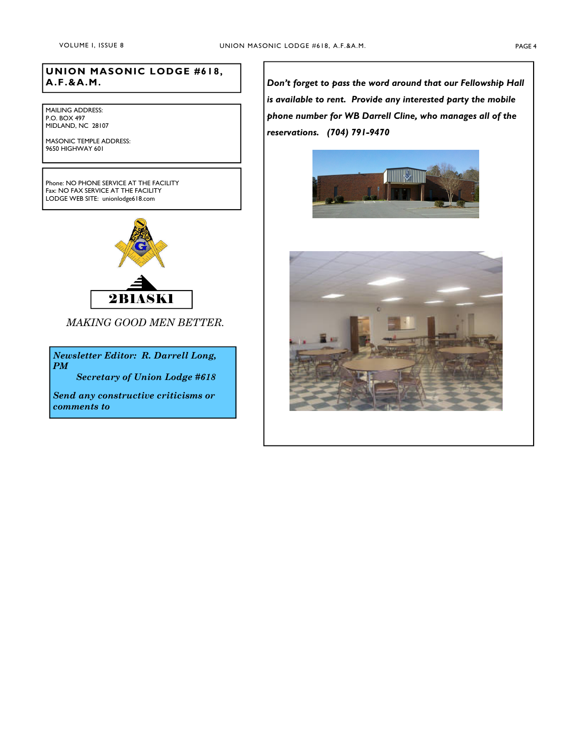## UNION MASONIC LODGE #618, A.F.&A.M.

MAILING ADDRESS:
P.O. BOX 497
MIDLAND, NC 28107

MASONIC TEMPLE ADDRESS:
9650 HIGHWAY 601

Phone: NO PHONE SERVICE AT THE FACILITY
Fax: NO FAX SERVICE AT THE FACILITY
LODGE WEB SITE: unionlodge618.com

2B1ASK1

*MAKING GOOD MEN BETTER.*

***Newsletter Editor: R. Darrell Long, PM***
***Secretary of Union Lodge #618***

***Send any constructive criticisms or comments to***

***Don't forget to pass the word around that our Fellowship Hall is available to rent. Provide any interested party the mobile phone number for WB Darrell Cline, who manages all of the reservations. (704) 791-9470***